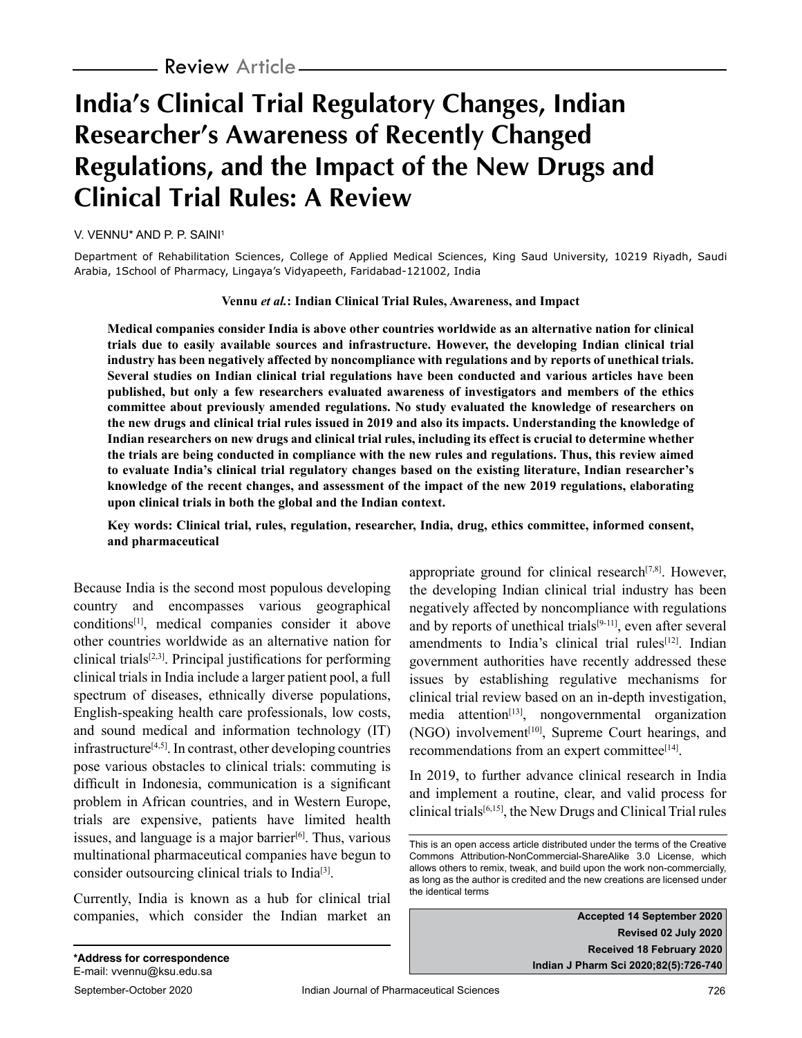Review Article

# India's Clinical Trial Regulatory Changes, Indian Researcher's Awareness of Recently Changed Regulations, and the Impact of the New Drugs and Clinical Trial Rules: A Review

V. VENNU* AND P. P. SAINI[1]

Department of Rehabilitation Sciences, College of Applied Medical Sciences, King Saud University, 10219 Riyadh, Saudi Arabia, [1]School of Pharmacy, Lingaya's Vidyapeeth, Faridabad-121002, India

**Vennu *et al.*: Indian Clinical Trial Rules, Awareness, and Impact**

**Medical companies consider India is above other countries worldwide as an alternative nation for clinical trials due to easily available sources and infrastructure. However, the developing Indian clinical trial industry has been negatively affected by noncompliance with regulations and by reports of unethical trials. Several studies on Indian clinical trial regulations have been conducted and various articles have been published, but only a few researchers evaluated awareness of investigators and members of the ethics committee about previously amended regulations. No study evaluated the knowledge of researchers on the new drugs and clinical trial rules issued in 2019 and also its impacts. Understanding the knowledge of Indian researchers on new drugs and clinical trial rules, including its effect is crucial to determine whether the trials are being conducted in compliance with the new rules and regulations. Thus, this review aimed to evaluate India's clinical trial regulatory changes based on the existing literature, Indian researcher's knowledge of the recent changes, and assessment of the impact of the new 2019 regulations, elaborating upon clinical trials in both the global and the Indian context.**

**Key words: Clinical trial, rules, regulation, researcher, India, drug, ethics committee, informed consent, and pharmaceutical**

Because India is the second most populous developing country and encompasses various geographical conditions[1], medical companies consider it above other countries worldwide as an alternative nation for clinical trials[2,3]. Principal justifications for performing clinical trials in India include a larger patient pool, a full spectrum of diseases, ethnically diverse populations, English-speaking health care professionals, low costs, and sound medical and information technology (IT) infrastructure[4,5]. In contrast, other developing countries pose various obstacles to clinical trials: commuting is difficult in Indonesia, communication is a significant problem in African countries, and in Western Europe, trials are expensive, patients have limited health issues, and language is a major barrier[6]. Thus, various multinational pharmaceutical companies have begun to consider outsourcing clinical trials to India[3].

Currently, India is known as a hub for clinical trial companies, which consider the Indian market an appropriate ground for clinical research[7,8]. However, the developing Indian clinical trial industry has been negatively affected by noncompliance with regulations and by reports of unethical trials[9-11], even after several amendments to India's clinical trial rules[12]. Indian government authorities have recently addressed these issues by establishing regulative mechanisms for clinical trial review based on an in-depth investigation, media attention[13], nongovernmental organization (NGO) involvement[10], Supreme Court hearings, and recommendations from an expert committee[14].

In 2019, to further advance clinical research in India and implement a routine, clear, and valid process for clinical trials[6,15], the New Drugs and Clinical Trial rules

This is an open access article distributed under the terms of the Creative Commons Attribution-NonCommercial-ShareAlike 3.0 License, which allows others to remix, tweak, and build upon the work non-commercially, as long as the author is credited and the new creations are licensed under the identical terms

Accepted 14 September 2020
Revised 02 July 2020
Received 18 February 2020
Indian J Pharm Sci 2020;82(5):726-740

***Address for correspondence**
E-mail: vvennu@ksu.edu.sa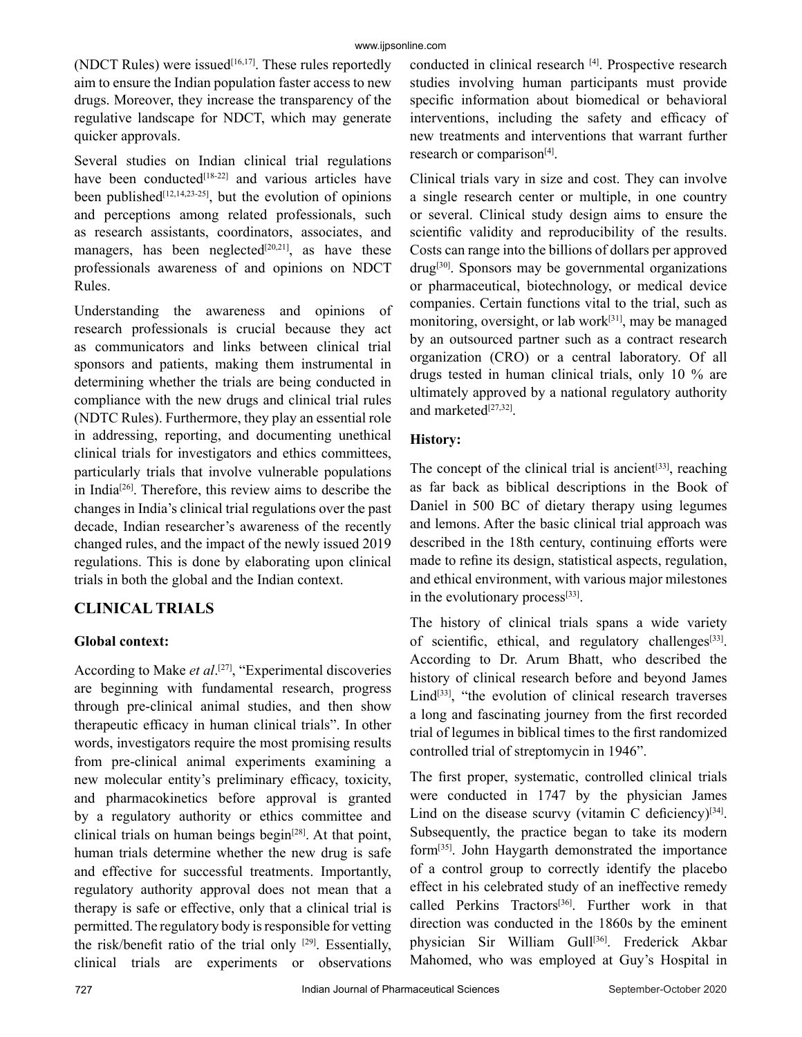(NDCT Rules) were issued[16,17]. These rules reportedly aim to ensure the Indian population faster access to new drugs. Moreover, they increase the transparency of the regulative landscape for NDCT, which may generate quicker approvals.

Several studies on Indian clinical trial regulations have been conducted[18-22] and various articles have been published[12,14,23-25], but the evolution of opinions and perceptions among related professionals, such as research assistants, coordinators, associates, and managers, has been neglected[20,21], as have these professionals awareness of and opinions on NDCT Rules.

Understanding the awareness and opinions of research professionals is crucial because they act as communicators and links between clinical trial sponsors and patients, making them instrumental in determining whether the trials are being conducted in compliance with the new drugs and clinical trial rules (NDTC Rules). Furthermore, they play an essential role in addressing, reporting, and documenting unethical clinical trials for investigators and ethics committees, particularly trials that involve vulnerable populations in India[26]. Therefore, this review aims to describe the changes in India's clinical trial regulations over the past decade, Indian researcher's awareness of the recently changed rules, and the impact of the newly issued 2019 regulations. This is done by elaborating upon clinical trials in both the global and the Indian context.

## CLINICAL TRIALS

### Global context:

According to Make *et al*.[27], "Experimental discoveries are beginning with fundamental research, progress through pre-clinical animal studies, and then show therapeutic efficacy in human clinical trials". In other words, investigators require the most promising results from pre-clinical animal experiments examining a new molecular entity's preliminary efficacy, toxicity, and pharmacokinetics before approval is granted by a regulatory authority or ethics committee and clinical trials on human beings begin[28]. At that point, human trials determine whether the new drug is safe and effective for successful treatments. Importantly, regulatory authority approval does not mean that a therapy is safe or effective, only that a clinical trial is permitted. The regulatory body is responsible for vetting the risk/benefit ratio of the trial only [29]. Essentially, clinical trials are experiments or observations conducted in clinical research [4]. Prospective research studies involving human participants must provide specific information about biomedical or behavioral interventions, including the safety and efficacy of new treatments and interventions that warrant further research or comparison[4].

Clinical trials vary in size and cost. They can involve a single research center or multiple, in one country or several. Clinical study design aims to ensure the scientific validity and reproducibility of the results. Costs can range into the billions of dollars per approved drug[30]. Sponsors may be governmental organizations or pharmaceutical, biotechnology, or medical device companies. Certain functions vital to the trial, such as monitoring, oversight, or lab work[31], may be managed by an outsourced partner such as a contract research organization (CRO) or a central laboratory. Of all drugs tested in human clinical trials, only 10 % are ultimately approved by a national regulatory authority and marketed[27,32].

### History:

The concept of the clinical trial is ancient[33], reaching as far back as biblical descriptions in the Book of Daniel in 500 BC of dietary therapy using legumes and lemons. After the basic clinical trial approach was described in the 18th century, continuing efforts were made to refine its design, statistical aspects, regulation, and ethical environment, with various major milestones in the evolutionary process[33].

The history of clinical trials spans a wide variety of scientific, ethical, and regulatory challenges[33]. According to Dr. Arum Bhatt, who described the history of clinical research before and beyond James Lind[33], "the evolution of clinical research traverses a long and fascinating journey from the first recorded trial of legumes in biblical times to the first randomized controlled trial of streptomycin in 1946".

The first proper, systematic, controlled clinical trials were conducted in 1747 by the physician James Lind on the disease scurvy (vitamin C deficiency)[34]. Subsequently, the practice began to take its modern form[35]. John Haygarth demonstrated the importance of a control group to correctly identify the placebo effect in his celebrated study of an ineffective remedy called Perkins Tractors[36]. Further work in that direction was conducted in the 1860s by the eminent physician Sir William Gull[36]. Frederick Akbar Mahomed, who was employed at Guy's Hospital in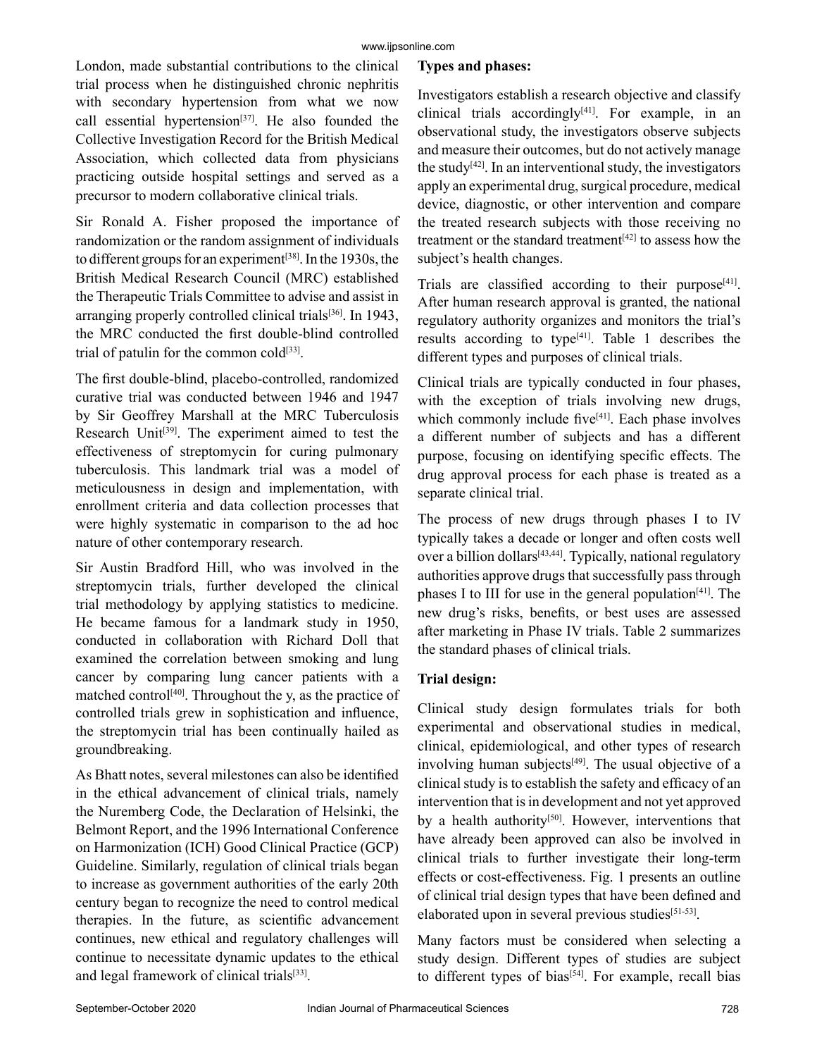London, made substantial contributions to the clinical trial process when he distinguished chronic nephritis with secondary hypertension from what we now call essential hypertension[37]. He also founded the Collective Investigation Record for the British Medical Association, which collected data from physicians practicing outside hospital settings and served as a precursor to modern collaborative clinical trials.

Sir Ronald A. Fisher proposed the importance of randomization or the random assignment of individuals to different groups for an experiment[38]. In the 1930s, the British Medical Research Council (MRC) established the Therapeutic Trials Committee to advise and assist in arranging properly controlled clinical trials[36]. In 1943, the MRC conducted the first double-blind controlled trial of patulin for the common cold[33].

The first double-blind, placebo-controlled, randomized curative trial was conducted between 1946 and 1947 by Sir Geoffrey Marshall at the MRC Tuberculosis Research Unit[39]. The experiment aimed to test the effectiveness of streptomycin for curing pulmonary tuberculosis. This landmark trial was a model of meticulousness in design and implementation, with enrollment criteria and data collection processes that were highly systematic in comparison to the ad hoc nature of other contemporary research.

Sir Austin Bradford Hill, who was involved in the streptomycin trials, further developed the clinical trial methodology by applying statistics to medicine. He became famous for a landmark study in 1950, conducted in collaboration with Richard Doll that examined the correlation between smoking and lung cancer by comparing lung cancer patients with a matched control[40]. Throughout the y, as the practice of controlled trials grew in sophistication and influence, the streptomycin trial has been continually hailed as groundbreaking.

As Bhatt notes, several milestones can also be identified in the ethical advancement of clinical trials, namely the Nuremberg Code, the Declaration of Helsinki, the Belmont Report, and the 1996 International Conference on Harmonization (ICH) Good Clinical Practice (GCP) Guideline. Similarly, regulation of clinical trials began to increase as government authorities of the early 20th century began to recognize the need to control medical therapies. In the future, as scientific advancement continues, new ethical and regulatory challenges will continue to necessitate dynamic updates to the ethical and legal framework of clinical trials[33].

**Types and phases:**

Investigators establish a research objective and classify clinical trials accordingly[41]. For example, in an observational study, the investigators observe subjects and measure their outcomes, but do not actively manage the study[42]. In an interventional study, the investigators apply an experimental drug, surgical procedure, medical device, diagnostic, or other intervention and compare the treated research subjects with those receiving no treatment or the standard treatment[42] to assess how the subject's health changes.

Trials are classified according to their purpose[41]. After human research approval is granted, the national regulatory authority organizes and monitors the trial's results according to type[41]. Table 1 describes the different types and purposes of clinical trials.

Clinical trials are typically conducted in four phases, with the exception of trials involving new drugs, which commonly include five[41]. Each phase involves a different number of subjects and has a different purpose, focusing on identifying specific effects. The drug approval process for each phase is treated as a separate clinical trial.

The process of new drugs through phases I to IV typically takes a decade or longer and often costs well over a billion dollars[43,44]. Typically, national regulatory authorities approve drugs that successfully pass through phases I to III for use in the general population[41]. The new drug's risks, benefits, or best uses are assessed after marketing in Phase IV trials. Table 2 summarizes the standard phases of clinical trials.

**Trial design:**

Clinical study design formulates trials for both experimental and observational studies in medical, clinical, epidemiological, and other types of research involving human subjects[49]. The usual objective of a clinical study is to establish the safety and efficacy of an intervention that is in development and not yet approved by a health authority[50]. However, interventions that have already been approved can also be involved in clinical trials to further investigate their long-term effects or cost-effectiveness. Fig. 1 presents an outline of clinical trial design types that have been defined and elaborated upon in several previous studies[51-53].

Many factors must be considered when selecting a study design. Different types of studies are subject to different types of bias[54]. For example, recall bias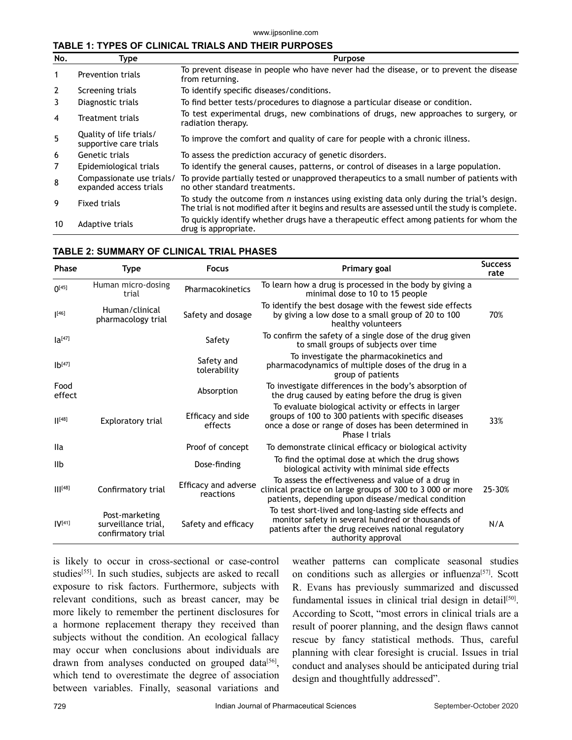**TABLE 1: TYPES OF CLINICAL TRIALS AND THEIR PURPOSES**

| No. | Type | Purpose |
|---|---|---|
| 1 | Prevention trials | To prevent disease in people who have never had the disease, or to prevent the disease from returning. |
| 2 | Screening trials | To identify specific diseases/conditions. |
| 3 | Diagnostic trials | To find better tests/procedures to diagnose a particular disease or condition. |
| 4 | Treatment trials | To test experimental drugs, new combinations of drugs, new approaches to surgery, or radiation therapy. |
| 5 | Quality of life trials/ supportive care trials | To improve the comfort and quality of care for people with a chronic illness. |
| 6 | Genetic trials | To assess the prediction accuracy of genetic disorders. |
| 7 | Epidemiological trials | To identify the general causes, patterns, or control of diseases in a large population. |
| 8 | Compassionate use trials/ expanded access trials | To provide partially tested or unapproved therapeutics to a small number of patients with no other standard treatments. |
| 9 | Fixed trials | To study the outcome from *n* instances using existing data only during the trial's design. The trial is not modified after it begins and results are assessed until the study is complete. |
| 10 | Adaptive trials | To quickly identify whether drugs have a therapeutic effect among patients for whom the drug is appropriate. |

**TABLE 2: SUMMARY OF CLINICAL TRIAL PHASES**

| Phase | Type | Focus | Primary goal | Success rate |
|---|---|---|---|---|
| 0[45] | Human micro-dosing trial | Pharmacokinetics | To learn how a drug is processed in the body by giving a minimal dose to 10 to 15 people | |
| I[46] | Human/clinical pharmacology trial | Safety and dosage | To identify the best dosage with the fewest side effects by giving a low dose to a small group of 20 to 100 healthy volunteers | 70% |
| Ia[47] | | Safety | To confirm the safety of a single dose of the drug given to small groups of subjects over time | |
| Ib[47] | | Safety and tolerability | To investigate the pharmacokinetics and pharmacodynamics of multiple doses of the drug in a group of patients | |
| Food effect | | Absorption | To investigate differences in the body's absorption of the drug caused by eating before the drug is given | |
| II[48] | Exploratory trial | Efficacy and side effects | To evaluate biological activity or effects in larger groups of 100 to 300 patients with specific diseases once a dose or range of doses has been determined in Phase I trials | 33% |
| IIa | | Proof of concept | To demonstrate clinical efficacy or biological activity | |
| IIb | | Dose-finding | To find the optimal dose at which the drug shows biological activity with minimal side effects | |
| III[48] | Confirmatory trial | Efficacy and adverse reactions | To assess the effectiveness and value of a drug in clinical practice on large groups of 300 to 3 000 or more patients, depending upon disease/medical condition | 25-30% |
| IV[41] | Post-marketing surveillance trial, confirmatory trial | Safety and efficacy | To test short-lived and long-lasting side effects and monitor safety in several hundred or thousands of patients after the drug receives national regulatory authority approval | N/A |

is likely to occur in cross-sectional or case-control studies[55]. In such studies, subjects are asked to recall exposure to risk factors. Furthermore, subjects with relevant conditions, such as breast cancer, may be more likely to remember the pertinent disclosures for a hormone replacement therapy they received than subjects without the condition. An ecological fallacy may occur when conclusions about individuals are drawn from analyses conducted on grouped data[56], which tend to overestimate the degree of association between variables. Finally, seasonal variations and weather patterns can complicate seasonal studies on conditions such as allergies or influenza[57]. Scott R. Evans has previously summarized and discussed fundamental issues in clinical trial design in detail[50]. According to Scott, "most errors in clinical trials are a result of poorer planning, and the design flaws cannot rescue by fancy statistical methods. Thus, careful planning with clear foresight is crucial. Issues in trial conduct and analyses should be anticipated during trial design and thoughtfully addressed".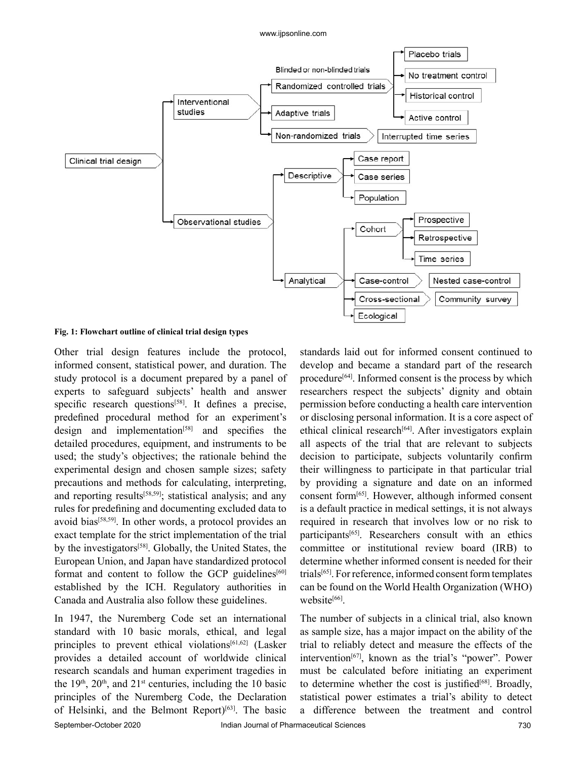Fig. 1: Flowchart outline of clinical trial design types

Other trial design features include the protocol, informed consent, statistical power, and duration. The study protocol is a document prepared by a panel of experts to safeguard subjects' health and answer specific research questions[58]. It defines a precise, predefined procedural method for an experiment's design and implementation[58] and specifies the detailed procedures, equipment, and instruments to be used; the study's objectives; the rationale behind the experimental design and chosen sample sizes; safety precautions and methods for calculating, interpreting, and reporting results[58,59]; statistical analysis; and any rules for predefining and documenting excluded data to avoid bias[58,59]. In other words, a protocol provides an exact template for the strict implementation of the trial by the investigators[58]. Globally, the United States, the European Union, and Japan have standardized protocol format and content to follow the GCP guidelines[60] established by the ICH. Regulatory authorities in Canada and Australia also follow these guidelines.

In 1947, the Nuremberg Code set an international standard with 10 basic morals, ethical, and legal principles to prevent ethical violations[61,62] (Lasker provides a detailed account of worldwide clinical research scandals and human experiment tragedies in the 19th, 20th, and 21st centuries, including the 10 basic principles of the Nuremberg Code, the Declaration of Helsinki, and the Belmont Report)[63]. The basic standards laid out for informed consent continued to develop and became a standard part of the research procedure[64]. Informed consent is the process by which researchers respect the subjects' dignity and obtain permission before conducting a health care intervention or disclosing personal information. It is a core aspect of ethical clinical research[64]. After investigators explain all aspects of the trial that are relevant to subjects decision to participate, subjects voluntarily confirm their willingness to participate in that particular trial by providing a signature and date on an informed consent form[65]. However, although informed consent is a default practice in medical settings, it is not always required in research that involves low or no risk to participants[65]. Researchers consult with an ethics committee or institutional review board (IRB) to determine whether informed consent is needed for their trials[65]. For reference, informed consent form templates can be found on the World Health Organization (WHO) website[66].

The number of subjects in a clinical trial, also known as sample size, has a major impact on the ability of the trial to reliably detect and measure the effects of the intervention[67], known as the trial's "power". Power must be calculated before initiating an experiment to determine whether the cost is justified[68]. Broadly, statistical power estimates a trial's ability to detect a difference between the treatment and control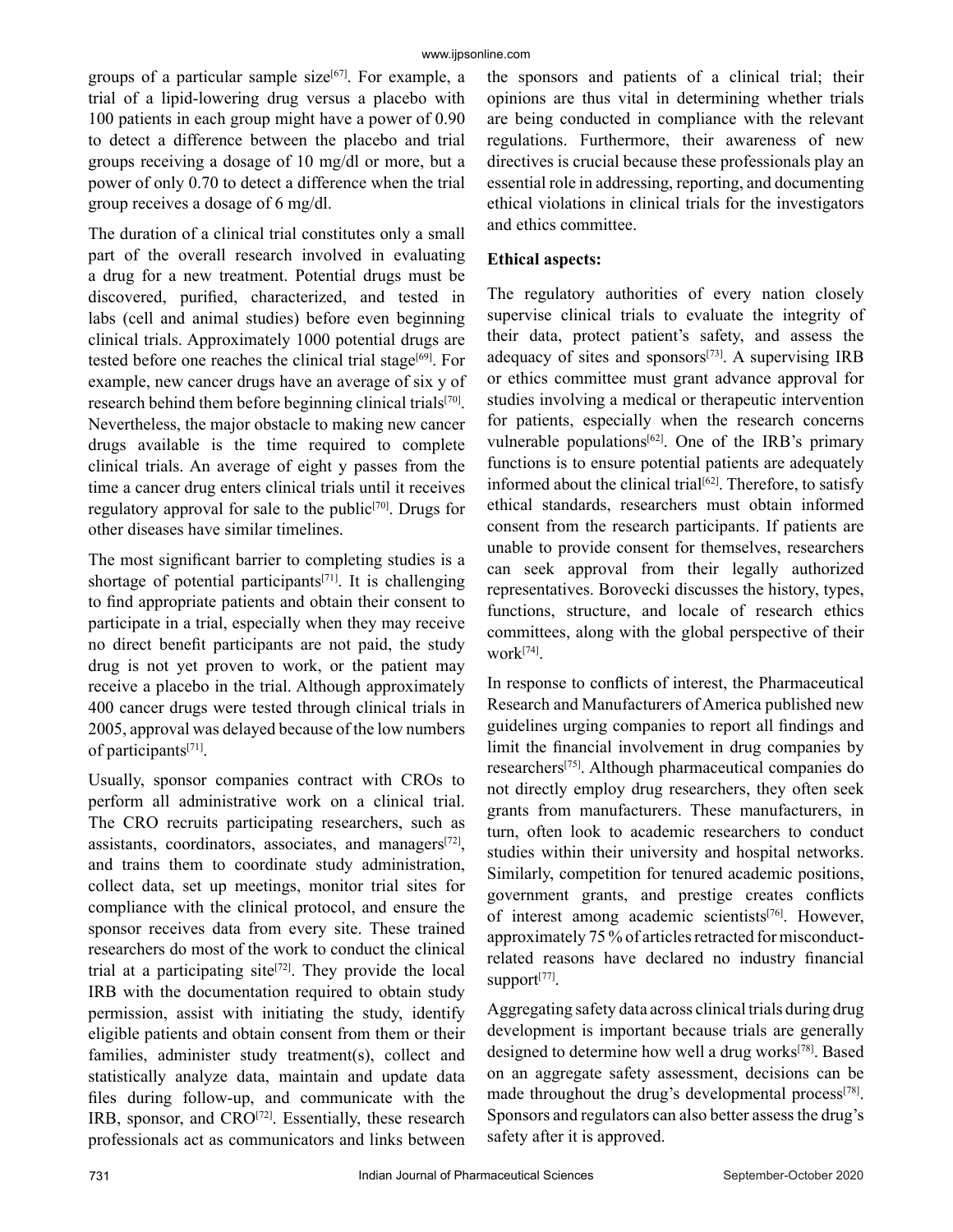groups of a particular sample size[67]. For example, a trial of a lipid-lowering drug versus a placebo with 100 patients in each group might have a power of 0.90 to detect a difference between the placebo and trial groups receiving a dosage of 10 mg/dl or more, but a power of only 0.70 to detect a difference when the trial group receives a dosage of 6 mg/dl.

The duration of a clinical trial constitutes only a small part of the overall research involved in evaluating a drug for a new treatment. Potential drugs must be discovered, purified, characterized, and tested in labs (cell and animal studies) before even beginning clinical trials. Approximately 1000 potential drugs are tested before one reaches the clinical trial stage[69]. For example, new cancer drugs have an average of six y of research behind them before beginning clinical trials[70]. Nevertheless, the major obstacle to making new cancer drugs available is the time required to complete clinical trials. An average of eight y passes from the time a cancer drug enters clinical trials until it receives regulatory approval for sale to the public[70]. Drugs for other diseases have similar timelines.

The most significant barrier to completing studies is a shortage of potential participants[71]. It is challenging to find appropriate patients and obtain their consent to participate in a trial, especially when they may receive no direct benefit participants are not paid, the study drug is not yet proven to work, or the patient may receive a placebo in the trial. Although approximately 400 cancer drugs were tested through clinical trials in 2005, approval was delayed because of the low numbers of participants[71].

Usually, sponsor companies contract with CROs to perform all administrative work on a clinical trial. The CRO recruits participating researchers, such as assistants, coordinators, associates, and managers[72], and trains them to coordinate study administration, collect data, set up meetings, monitor trial sites for compliance with the clinical protocol, and ensure the sponsor receives data from every site. These trained researchers do most of the work to conduct the clinical trial at a participating site[72]. They provide the local IRB with the documentation required to obtain study permission, assist with initiating the study, identify eligible patients and obtain consent from them or their families, administer study treatment(s), collect and statistically analyze data, maintain and update data files during follow-up, and communicate with the IRB, sponsor, and CRO[72]. Essentially, these research professionals act as communicators and links between the sponsors and patients of a clinical trial; their opinions are thus vital in determining whether trials are being conducted in compliance with the relevant regulations. Furthermore, their awareness of new directives is crucial because these professionals play an essential role in addressing, reporting, and documenting ethical violations in clinical trials for the investigators and ethics committee.

**Ethical aspects:**

The regulatory authorities of every nation closely supervise clinical trials to evaluate the integrity of their data, protect patient's safety, and assess the adequacy of sites and sponsors[73]. A supervising IRB or ethics committee must grant advance approval for studies involving a medical or therapeutic intervention for patients, especially when the research concerns vulnerable populations[62]. One of the IRB's primary functions is to ensure potential patients are adequately informed about the clinical trial[62]. Therefore, to satisfy ethical standards, researchers must obtain informed consent from the research participants. If patients are unable to provide consent for themselves, researchers can seek approval from their legally authorized representatives. Borovecki discusses the history, types, functions, structure, and locale of research ethics committees, along with the global perspective of their work[74].

In response to conflicts of interest, the Pharmaceutical Research and Manufacturers of America published new guidelines urging companies to report all findings and limit the financial involvement in drug companies by researchers[75]. Although pharmaceutical companies do not directly employ drug researchers, they often seek grants from manufacturers. These manufacturers, in turn, often look to academic researchers to conduct studies within their university and hospital networks. Similarly, competition for tenured academic positions, government grants, and prestige creates conflicts of interest among academic scientists[76]. However, approximately 75 % of articles retracted for misconduct-related reasons have declared no industry financial support[77].

Aggregating safety data across clinical trials during drug development is important because trials are generally designed to determine how well a drug works[78]. Based on an aggregate safety assessment, decisions can be made throughout the drug's developmental process[78]. Sponsors and regulators can also better assess the drug's safety after it is approved.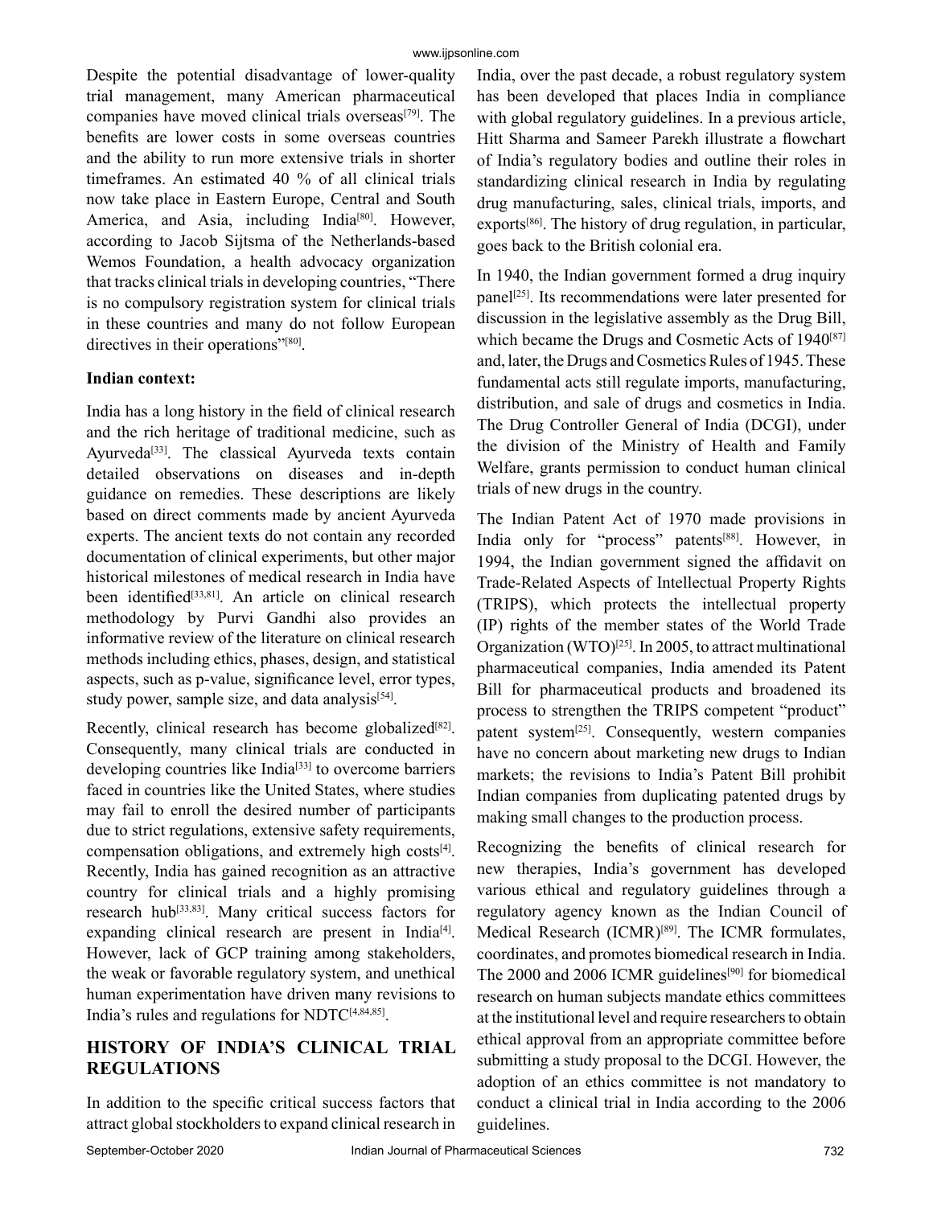Despite the potential disadvantage of lower-quality trial management, many American pharmaceutical companies have moved clinical trials overseas[79]. The benefits are lower costs in some overseas countries and the ability to run more extensive trials in shorter timeframes. An estimated 40 % of all clinical trials now take place in Eastern Europe, Central and South America, and Asia, including India[80]. However, according to Jacob Sijtsma of the Netherlands-based Wemos Foundation, a health advocacy organization that tracks clinical trials in developing countries, "There is no compulsory registration system for clinical trials in these countries and many do not follow European directives in their operations"[80].

**Indian context:**

India has a long history in the field of clinical research and the rich heritage of traditional medicine, such as Ayurveda[33]. The classical Ayurveda texts contain detailed observations on diseases and in-depth guidance on remedies. These descriptions are likely based on direct comments made by ancient Ayurveda experts. The ancient texts do not contain any recorded documentation of clinical experiments, but other major historical milestones of medical research in India have been identified[33,81]. An article on clinical research methodology by Purvi Gandhi also provides an informative review of the literature on clinical research methods including ethics, phases, design, and statistical aspects, such as p-value, significance level, error types, study power, sample size, and data analysis[54].

Recently, clinical research has become globalized[82]. Consequently, many clinical trials are conducted in developing countries like India[33] to overcome barriers faced in countries like the United States, where studies may fail to enroll the desired number of participants due to strict regulations, extensive safety requirements, compensation obligations, and extremely high costs[4]. Recently, India has gained recognition as an attractive country for clinical trials and a highly promising research hub[33,83]. Many critical success factors for expanding clinical research are present in India[4]. However, lack of GCP training among stakeholders, the weak or favorable regulatory system, and unethical human experimentation have driven many revisions to India's rules and regulations for NDTC[4,84,85].

## HISTORY OF INDIA'S CLINICAL TRIAL REGULATIONS

In addition to the specific critical success factors that attract global stockholders to expand clinical research in India, over the past decade, a robust regulatory system has been developed that places India in compliance with global regulatory guidelines. In a previous article, Hitt Sharma and Sameer Parekh illustrate a flowchart of India's regulatory bodies and outline their roles in standardizing clinical research in India by regulating drug manufacturing, sales, clinical trials, imports, and exports[86]. The history of drug regulation, in particular, goes back to the British colonial era.

In 1940, the Indian government formed a drug inquiry panel[25]. Its recommendations were later presented for discussion in the legislative assembly as the Drug Bill, which became the Drugs and Cosmetic Acts of 1940[87] and, later, the Drugs and Cosmetics Rules of 1945. These fundamental acts still regulate imports, manufacturing, distribution, and sale of drugs and cosmetics in India. The Drug Controller General of India (DCGI), under the division of the Ministry of Health and Family Welfare, grants permission to conduct human clinical trials of new drugs in the country.

The Indian Patent Act of 1970 made provisions in India only for "process" patents[88]. However, in 1994, the Indian government signed the affidavit on Trade-Related Aspects of Intellectual Property Rights (TRIPS), which protects the intellectual property (IP) rights of the member states of the World Trade Organization (WTO)[25]. In 2005, to attract multinational pharmaceutical companies, India amended its Patent Bill for pharmaceutical products and broadened its process to strengthen the TRIPS competent "product" patent system[25]. Consequently, western companies have no concern about marketing new drugs to Indian markets; the revisions to India's Patent Bill prohibit Indian companies from duplicating patented drugs by making small changes to the production process.

Recognizing the benefits of clinical research for new therapies, India's government has developed various ethical and regulatory guidelines through a regulatory agency known as the Indian Council of Medical Research (ICMR)[89]. The ICMR formulates, coordinates, and promotes biomedical research in India. The 2000 and 2006 ICMR guidelines[90] for biomedical research on human subjects mandate ethics committees at the institutional level and require researchers to obtain ethical approval from an appropriate committee before submitting a study proposal to the DCGI. However, the adoption of an ethics committee is not mandatory to conduct a clinical trial in India according to the 2006 guidelines.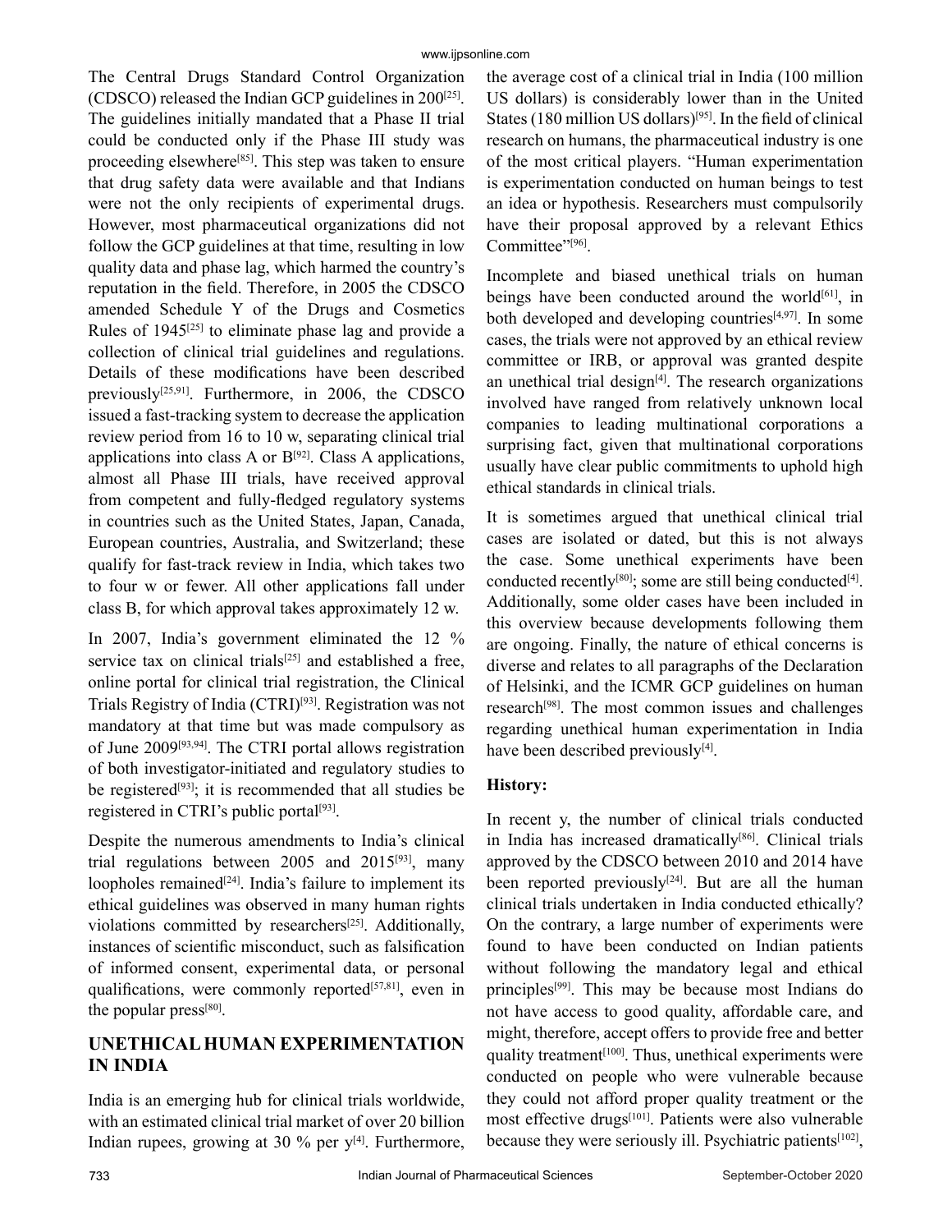The Central Drugs Standard Control Organization (CDSCO) released the Indian GCP guidelines in 200[25]. The guidelines initially mandated that a Phase II trial could be conducted only if the Phase III study was proceeding elsewhere[85]. This step was taken to ensure that drug safety data were available and that Indians were not the only recipients of experimental drugs. However, most pharmaceutical organizations did not follow the GCP guidelines at that time, resulting in low quality data and phase lag, which harmed the country's reputation in the field. Therefore, in 2005 the CDSCO amended Schedule Y of the Drugs and Cosmetics Rules of 1945[25] to eliminate phase lag and provide a collection of clinical trial guidelines and regulations. Details of these modifications have been described previously[25,91]. Furthermore, in 2006, the CDSCO issued a fast-tracking system to decrease the application review period from 16 to 10 w, separating clinical trial applications into class A or B[92]. Class A applications, almost all Phase III trials, have received approval from competent and fully-fledged regulatory systems in countries such as the United States, Japan, Canada, European countries, Australia, and Switzerland; these qualify for fast-track review in India, which takes two to four w or fewer. All other applications fall under class B, for which approval takes approximately 12 w.

In 2007, India's government eliminated the 12 % service tax on clinical trials[25] and established a free, online portal for clinical trial registration, the Clinical Trials Registry of India (CTRI)[93]. Registration was not mandatory at that time but was made compulsory as of June 2009[93,94]. The CTRI portal allows registration of both investigator-initiated and regulatory studies to be registered[93]; it is recommended that all studies be registered in CTRI's public portal[93].

Despite the numerous amendments to India's clinical trial regulations between 2005 and 2015[93], many loopholes remained[24]. India's failure to implement its ethical guidelines was observed in many human rights violations committed by researchers[25]. Additionally, instances of scientific misconduct, such as falsification of informed consent, experimental data, or personal qualifications, were commonly reported[57,81], even in the popular press[80].

## UNETHICAL HUMAN EXPERIMENTATION IN INDIA

India is an emerging hub for clinical trials worldwide, with an estimated clinical trial market of over 20 billion Indian rupees, growing at 30 % per y[4]. Furthermore, the average cost of a clinical trial in India (100 million US dollars) is considerably lower than in the United States (180 million US dollars)[95]. In the field of clinical research on humans, the pharmaceutical industry is one of the most critical players. "Human experimentation is experimentation conducted on human beings to test an idea or hypothesis. Researchers must compulsorily have their proposal approved by a relevant Ethics Committee"[96].

Incomplete and biased unethical trials on human beings have been conducted around the world[61], in both developed and developing countries[4,97]. In some cases, the trials were not approved by an ethical review committee or IRB, or approval was granted despite an unethical trial design[4]. The research organizations involved have ranged from relatively unknown local companies to leading multinational corporations a surprising fact, given that multinational corporations usually have clear public commitments to uphold high ethical standards in clinical trials.

It is sometimes argued that unethical clinical trial cases are isolated or dated, but this is not always the case. Some unethical experiments have been conducted recently[80]; some are still being conducted[4]. Additionally, some older cases have been included in this overview because developments following them are ongoing. Finally, the nature of ethical concerns is diverse and relates to all paragraphs of the Declaration of Helsinki, and the ICMR GCP guidelines on human research[98]. The most common issues and challenges regarding unethical human experimentation in India have been described previously[4].

### History:

In recent y, the number of clinical trials conducted in India has increased dramatically[86]. Clinical trials approved by the CDSCO between 2010 and 2014 have been reported previously[24]. But are all the human clinical trials undertaken in India conducted ethically? On the contrary, a large number of experiments were found to have been conducted on Indian patients without following the mandatory legal and ethical principles[99]. This may be because most Indians do not have access to good quality, affordable care, and might, therefore, accept offers to provide free and better quality treatment[100]. Thus, unethical experiments were conducted on people who were vulnerable because they could not afford proper quality treatment or the most effective drugs[101]. Patients were also vulnerable because they were seriously ill. Psychiatric patients[102],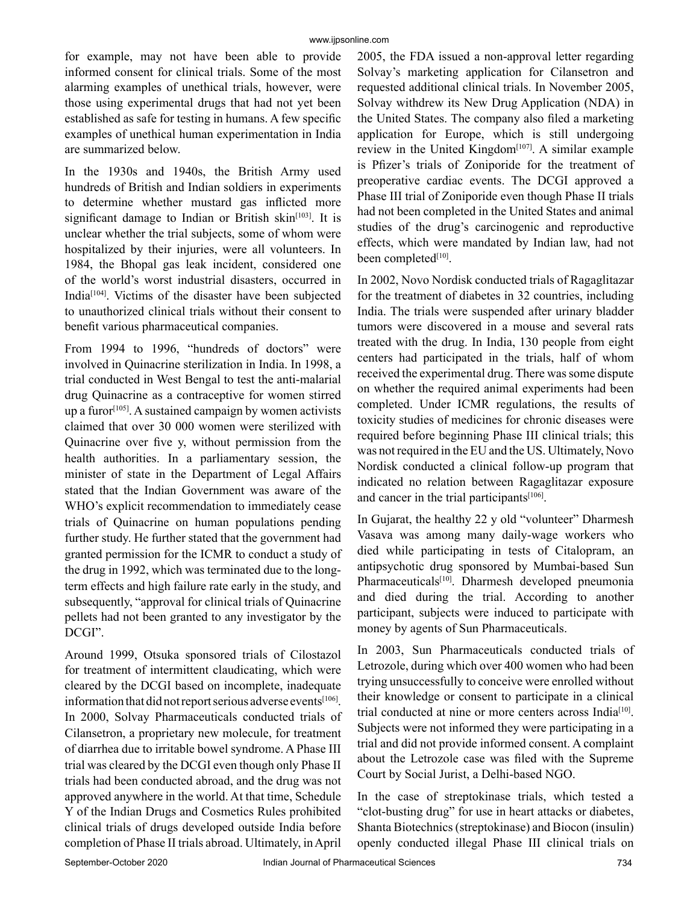for example, may not have been able to provide informed consent for clinical trials. Some of the most alarming examples of unethical trials, however, were those using experimental drugs that had not yet been established as safe for testing in humans. A few specific examples of unethical human experimentation in India are summarized below.

In the 1930s and 1940s, the British Army used hundreds of British and Indian soldiers in experiments to determine whether mustard gas inflicted more significant damage to Indian or British skin[103]. It is unclear whether the trial subjects, some of whom were hospitalized by their injuries, were all volunteers. In 1984, the Bhopal gas leak incident, considered one of the world's worst industrial disasters, occurred in India[104]. Victims of the disaster have been subjected to unauthorized clinical trials without their consent to benefit various pharmaceutical companies.

From 1994 to 1996, "hundreds of doctors" were involved in Quinacrine sterilization in India. In 1998, a trial conducted in West Bengal to test the anti-malarial drug Quinacrine as a contraceptive for women stirred up a furor[105]. A sustained campaign by women activists claimed that over 30 000 women were sterilized with Quinacrine over five y, without permission from the health authorities. In a parliamentary session, the minister of state in the Department of Legal Affairs stated that the Indian Government was aware of the WHO's explicit recommendation to immediately cease trials of Quinacrine on human populations pending further study. He further stated that the government had granted permission for the ICMR to conduct a study of the drug in 1992, which was terminated due to the long-term effects and high failure rate early in the study, and subsequently, "approval for clinical trials of Quinacrine pellets had not been granted to any investigator by the DCGI".

Around 1999, Otsuka sponsored trials of Cilostazol for treatment of intermittent claudicating, which were cleared by the DCGI based on incomplete, inadequate information that did not report serious adverse events[106]. In 2000, Solvay Pharmaceuticals conducted trials of Cilansetron, a proprietary new molecule, for treatment of diarrhea due to irritable bowel syndrome. A Phase III trial was cleared by the DCGI even though only Phase II trials had been conducted abroad, and the drug was not approved anywhere in the world. At that time, Schedule Y of the Indian Drugs and Cosmetics Rules prohibited clinical trials of drugs developed outside India before completion of Phase II trials abroad. Ultimately, in April 2005, the FDA issued a non-approval letter regarding Solvay's marketing application for Cilansetron and requested additional clinical trials. In November 2005, Solvay withdrew its New Drug Application (NDA) in the United States. The company also filed a marketing application for Europe, which is still undergoing review in the United Kingdom[107]. A similar example is Pfizer's trials of Zoniporide for the treatment of preoperative cardiac events. The DCGI approved a Phase III trial of Zoniporide even though Phase II trials had not been completed in the United States and animal studies of the drug's carcinogenic and reproductive effects, which were mandated by Indian law, had not been completed[10].

In 2002, Novo Nordisk conducted trials of Ragaglitazar for the treatment of diabetes in 32 countries, including India. The trials were suspended after urinary bladder tumors were discovered in a mouse and several rats treated with the drug. In India, 130 people from eight centers had participated in the trials, half of whom received the experimental drug. There was some dispute on whether the required animal experiments had been completed. Under ICMR regulations, the results of toxicity studies of medicines for chronic diseases were required before beginning Phase III clinical trials; this was not required in the EU and the US. Ultimately, Novo Nordisk conducted a clinical follow-up program that indicated no relation between Ragaglitazar exposure and cancer in the trial participants[106].

In Gujarat, the healthy 22 y old "volunteer" Dharmesh Vasava was among many daily-wage workers who died while participating in tests of Citalopram, an antipsychotic drug sponsored by Mumbai-based Sun Pharmaceuticals[10]. Dharmesh developed pneumonia and died during the trial. According to another participant, subjects were induced to participate with money by agents of Sun Pharmaceuticals.

In 2003, Sun Pharmaceuticals conducted trials of Letrozole, during which over 400 women who had been trying unsuccessfully to conceive were enrolled without their knowledge or consent to participate in a clinical trial conducted at nine or more centers across India[10]. Subjects were not informed they were participating in a trial and did not provide informed consent. A complaint about the Letrozole case was filed with the Supreme Court by Social Jurist, a Delhi-based NGO.

In the case of streptokinase trials, which tested a "clot-busting drug" for use in heart attacks or diabetes, Shanta Biotechnics (streptokinase) and Biocon (insulin) openly conducted illegal Phase III clinical trials on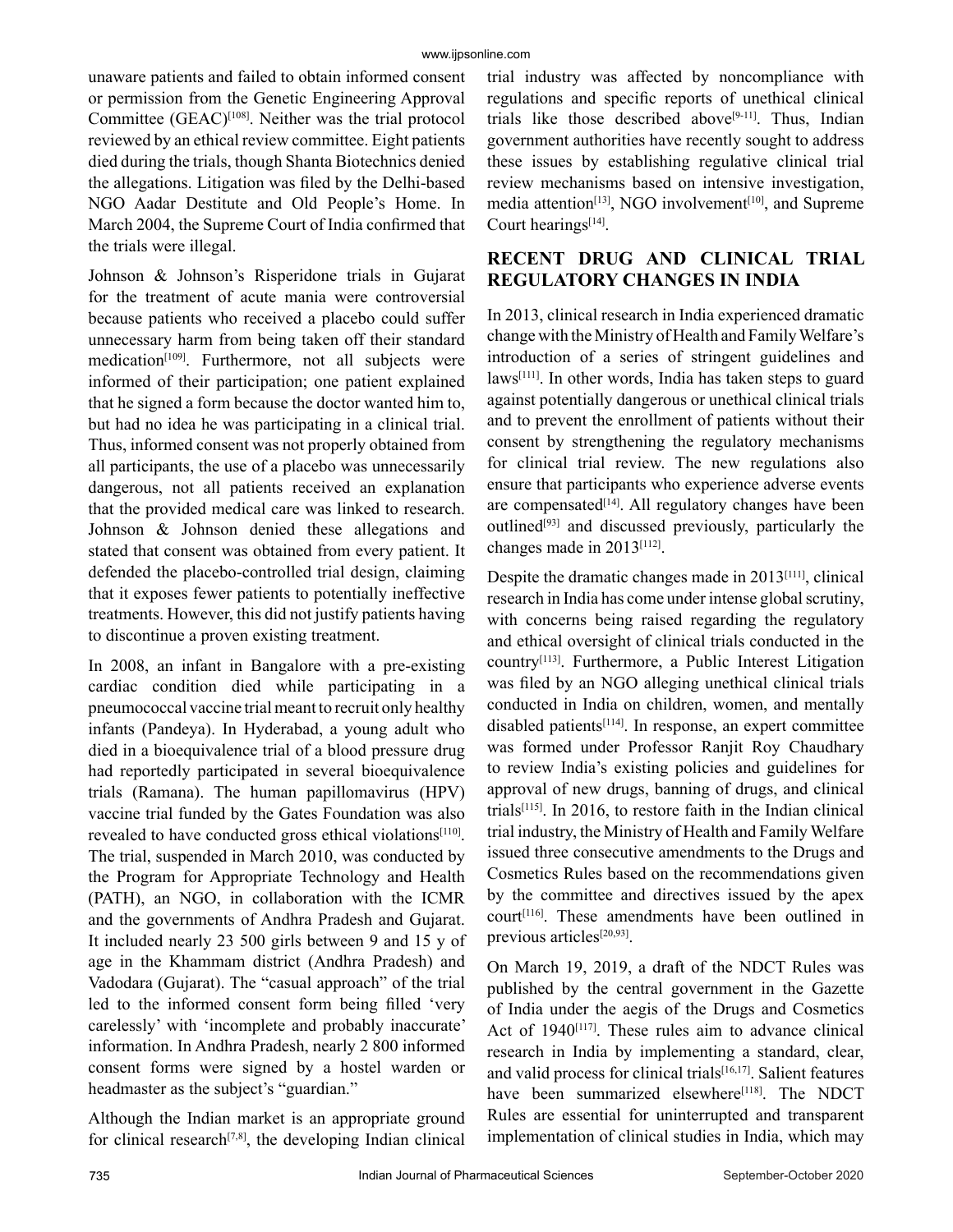unaware patients and failed to obtain informed consent or permission from the Genetic Engineering Approval Committee (GEAC)[108]. Neither was the trial protocol reviewed by an ethical review committee. Eight patients died during the trials, though Shanta Biotechnics denied the allegations. Litigation was filed by the Delhi-based NGO Aadar Destitute and Old People's Home. In March 2004, the Supreme Court of India confirmed that the trials were illegal.

Johnson & Johnson's Risperidone trials in Gujarat for the treatment of acute mania were controversial because patients who received a placebo could suffer unnecessary harm from being taken off their standard medication[109]. Furthermore, not all subjects were informed of their participation; one patient explained that he signed a form because the doctor wanted him to, but had no idea he was participating in a clinical trial. Thus, informed consent was not properly obtained from all participants, the use of a placebo was unnecessarily dangerous, not all patients received an explanation that the provided medical care was linked to research. Johnson & Johnson denied these allegations and stated that consent was obtained from every patient. It defended the placebo-controlled trial design, claiming that it exposes fewer patients to potentially ineffective treatments. However, this did not justify patients having to discontinue a proven existing treatment.

In 2008, an infant in Bangalore with a pre-existing cardiac condition died while participating in a pneumococcal vaccine trial meant to recruit only healthy infants (Pandeya). In Hyderabad, a young adult who died in a bioequivalence trial of a blood pressure drug had reportedly participated in several bioequivalence trials (Ramana). The human papillomavirus (HPV) vaccine trial funded by the Gates Foundation was also revealed to have conducted gross ethical violations[110]. The trial, suspended in March 2010, was conducted by the Program for Appropriate Technology and Health (PATH), an NGO, in collaboration with the ICMR and the governments of Andhra Pradesh and Gujarat. It included nearly 23 500 girls between 9 and 15 y of age in the Khammam district (Andhra Pradesh) and Vadodara (Gujarat). The "casual approach" of the trial led to the informed consent form being filled 'very carelessly' with 'incomplete and probably inaccurate' information. In Andhra Pradesh, nearly 2 800 informed consent forms were signed by a hostel warden or headmaster as the subject's "guardian."

Although the Indian market is an appropriate ground for clinical research[7,8], the developing Indian clinical trial industry was affected by noncompliance with regulations and specific reports of unethical clinical trials like those described above[9-11]. Thus, Indian government authorities have recently sought to address these issues by establishing regulative clinical trial review mechanisms based on intensive investigation, media attention[13], NGO involvement[10], and Supreme Court hearings[14].

## RECENT DRUG AND CLINICAL TRIAL REGULATORY CHANGES IN INDIA

In 2013, clinical research in India experienced dramatic change with the Ministry of Health and Family Welfare's introduction of a series of stringent guidelines and laws[111]. In other words, India has taken steps to guard against potentially dangerous or unethical clinical trials and to prevent the enrollment of patients without their consent by strengthening the regulatory mechanisms for clinical trial review. The new regulations also ensure that participants who experience adverse events are compensated[14]. All regulatory changes have been outlined[93] and discussed previously, particularly the changes made in 2013[112].

Despite the dramatic changes made in 2013[111], clinical research in India has come under intense global scrutiny, with concerns being raised regarding the regulatory and ethical oversight of clinical trials conducted in the country[113]. Furthermore, a Public Interest Litigation was filed by an NGO alleging unethical clinical trials conducted in India on children, women, and mentally disabled patients[114]. In response, an expert committee was formed under Professor Ranjit Roy Chaudhary to review India's existing policies and guidelines for approval of new drugs, banning of drugs, and clinical trials[115]. In 2016, to restore faith in the Indian clinical trial industry, the Ministry of Health and Family Welfare issued three consecutive amendments to the Drugs and Cosmetics Rules based on the recommendations given by the committee and directives issued by the apex court[116]. These amendments have been outlined in previous articles[20,93].

On March 19, 2019, a draft of the NDCT Rules was published by the central government in the Gazette of India under the aegis of the Drugs and Cosmetics Act of 1940[117]. These rules aim to advance clinical research in India by implementing a standard, clear, and valid process for clinical trials[16,17]. Salient features have been summarized elsewhere[118]. The NDCT Rules are essential for uninterrupted and transparent implementation of clinical studies in India, which may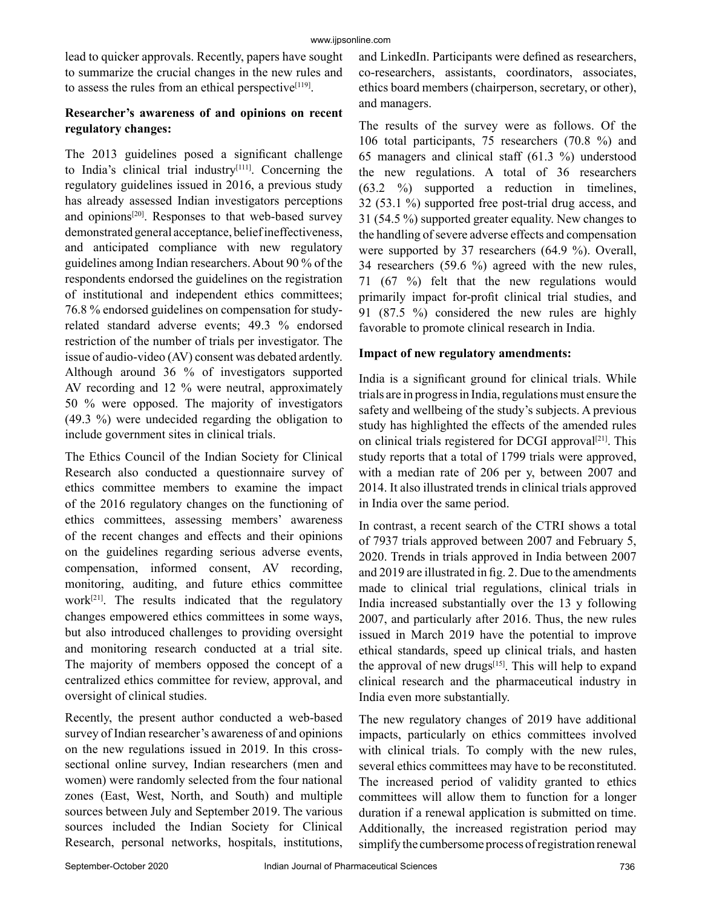lead to quicker approvals. Recently, papers have sought to summarize the crucial changes in the new rules and to assess the rules from an ethical perspective[119].

**Researcher's awareness of and opinions on recent regulatory changes:**

The 2013 guidelines posed a significant challenge to India's clinical trial industry[111]. Concerning the regulatory guidelines issued in 2016, a previous study has already assessed Indian investigators perceptions and opinions[20]. Responses to that web-based survey demonstrated general acceptance, belief ineffectiveness, and anticipated compliance with new regulatory guidelines among Indian researchers. About 90 % of the respondents endorsed the guidelines on the registration of institutional and independent ethics committees; 76.8 % endorsed guidelines on compensation for study-related standard adverse events; 49.3 % endorsed restriction of the number of trials per investigator. The issue of audio-video (AV) consent was debated ardently. Although around 36 % of investigators supported AV recording and 12 % were neutral, approximately 50 % were opposed. The majority of investigators (49.3 %) were undecided regarding the obligation to include government sites in clinical trials.

The Ethics Council of the Indian Society for Clinical Research also conducted a questionnaire survey of ethics committee members to examine the impact of the 2016 regulatory changes on the functioning of ethics committees, assessing members' awareness of the recent changes and effects and their opinions on the guidelines regarding serious adverse events, compensation, informed consent, AV recording, monitoring, auditing, and future ethics committee work[21]. The results indicated that the regulatory changes empowered ethics committees in some ways, but also introduced challenges to providing oversight and monitoring research conducted at a trial site. The majority of members opposed the concept of a centralized ethics committee for review, approval, and oversight of clinical studies.

Recently, the present author conducted a web-based survey of Indian researcher's awareness of and opinions on the new regulations issued in 2019. In this cross-sectional online survey, Indian researchers (men and women) were randomly selected from the four national zones (East, West, North, and South) and multiple sources between July and September 2019. The various sources included the Indian Society for Clinical Research, personal networks, hospitals, institutions, and LinkedIn. Participants were defined as researchers, co-researchers, assistants, coordinators, associates, ethics board members (chairperson, secretary, or other), and managers.

The results of the survey were as follows. Of the 106 total participants, 75 researchers (70.8 %) and 65 managers and clinical staff (61.3 %) understood the new regulations. A total of 36 researchers (63.2 %) supported a reduction in timelines, 32 (53.1 %) supported free post-trial drug access, and 31 (54.5 %) supported greater equality. New changes to the handling of severe adverse effects and compensation were supported by 37 researchers (64.9 %). Overall, 34 researchers (59.6 %) agreed with the new rules, 71 (67 %) felt that the new regulations would primarily impact for-profit clinical trial studies, and 91 (87.5 %) considered the new rules are highly favorable to promote clinical research in India.

**Impact of new regulatory amendments:**

India is a significant ground for clinical trials. While trials are in progress in India, regulations must ensure the safety and wellbeing of the study's subjects. A previous study has highlighted the effects of the amended rules on clinical trials registered for DCGI approval[21]. This study reports that a total of 1799 trials were approved, with a median rate of 206 per y, between 2007 and 2014. It also illustrated trends in clinical trials approved in India over the same period.

In contrast, a recent search of the CTRI shows a total of 7937 trials approved between 2007 and February 5, 2020. Trends in trials approved in India between 2007 and 2019 are illustrated in fig. 2. Due to the amendments made to clinical trial regulations, clinical trials in India increased substantially over the 13 y following 2007, and particularly after 2016. Thus, the new rules issued in March 2019 have the potential to improve ethical standards, speed up clinical trials, and hasten the approval of new drugs[15]. This will help to expand clinical research and the pharmaceutical industry in India even more substantially.

The new regulatory changes of 2019 have additional impacts, particularly on ethics committees involved with clinical trials. To comply with the new rules, several ethics committees may have to be reconstituted. The increased period of validity granted to ethics committees will allow them to function for a longer duration if a renewal application is submitted on time. Additionally, the increased registration period may simplify the cumbersome process of registration renewal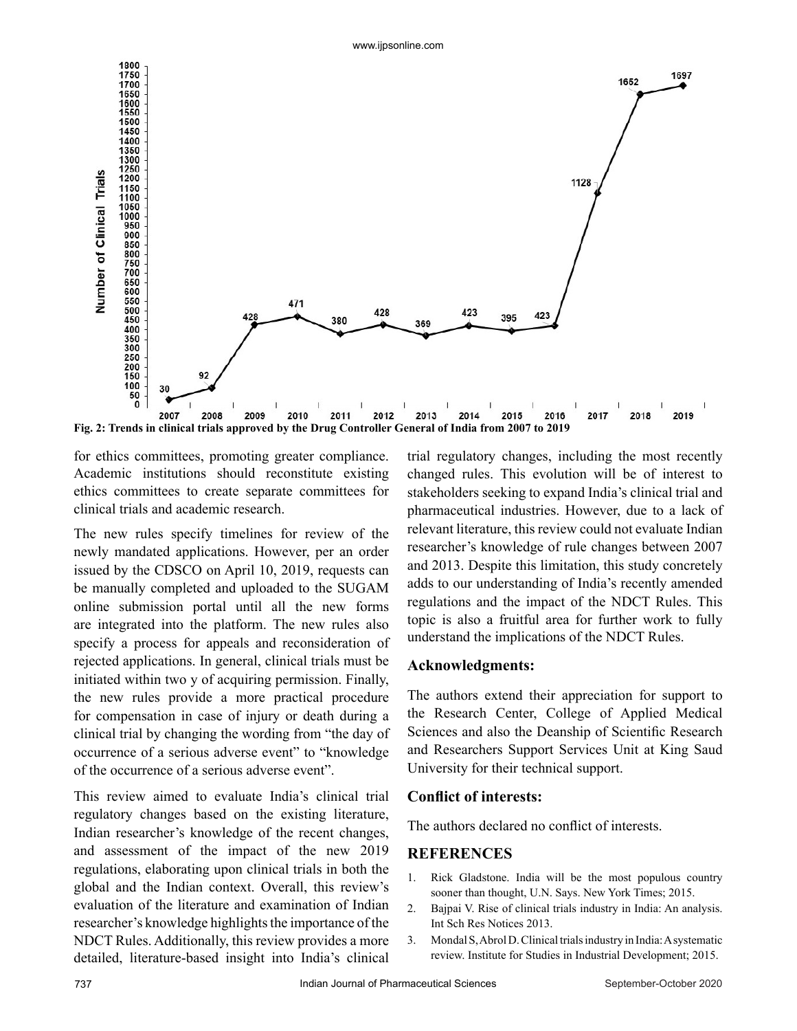Fig. 2: Trends in clinical trials approved by the Drug Controller General of India from 2007 to 2019

for ethics committees, promoting greater compliance. Academic institutions should reconstitute existing ethics committees to create separate committees for clinical trials and academic research.

The new rules specify timelines for review of the newly mandated applications. However, per an order issued by the CDSCO on April 10, 2019, requests can be manually completed and uploaded to the SUGAM online submission portal until all the new forms are integrated into the platform. The new rules also specify a process for appeals and reconsideration of rejected applications. In general, clinical trials must be initiated within two y of acquiring permission. Finally, the new rules provide a more practical procedure for compensation in case of injury or death during a clinical trial by changing the wording from "the day of occurrence of a serious adverse event" to "knowledge of the occurrence of a serious adverse event".

This review aimed to evaluate India's clinical trial regulatory changes based on the existing literature, Indian researcher's knowledge of the recent changes, and assessment of the impact of the new 2019 regulations, elaborating upon clinical trials in both the global and the Indian context. Overall, this review's evaluation of the literature and examination of Indian researcher's knowledge highlights the importance of the NDCT Rules. Additionally, this review provides a more detailed, literature-based insight into India's clinical trial regulatory changes, including the most recently changed rules. This evolution will be of interest to stakeholders seeking to expand India's clinical trial and pharmaceutical industries. However, due to a lack of relevant literature, this review could not evaluate Indian researcher's knowledge of rule changes between 2007 and 2013. Despite this limitation, this study concretely adds to our understanding of India's recently amended regulations and the impact of the NDCT Rules. This topic is also a fruitful area for further work to fully understand the implications of the NDCT Rules.

## Acknowledgments:

The authors extend their appreciation for support to the Research Center, College of Applied Medical Sciences and also the Deanship of Scientific Research and Researchers Support Services Unit at King Saud University for their technical support.

## Conflict of interests:

The authors declared no conflict of interests.

## REFERENCES

1. Rick Gladstone. India will be the most populous country sooner than thought, U.N. Says. New York Times; 2015.
2. Bajpai V. Rise of clinical trials industry in India: An analysis. Int Sch Res Notices 2013.
3. Mondal S, Abrol D. Clinical trials industry in India: A systematic review. Institute for Studies in Industrial Development; 2015.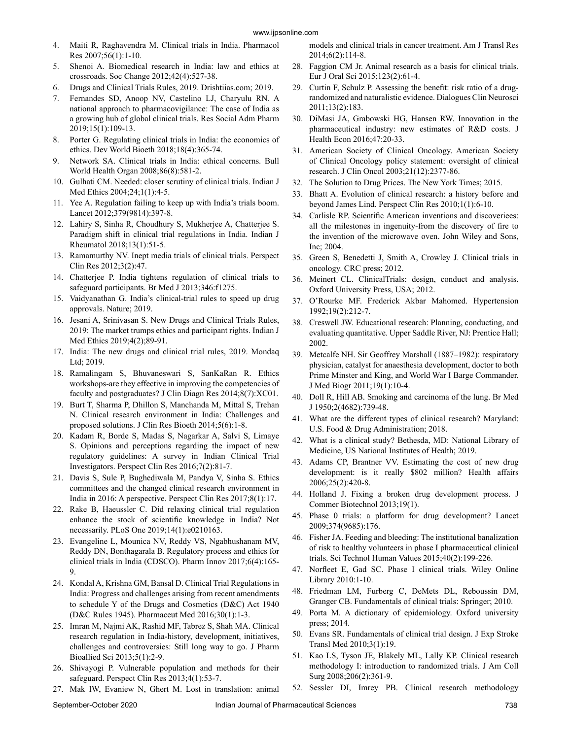4. Maiti R, Raghavendra M. Clinical trials in India. Pharmacol Res 2007;56(1):1-10.
5. Shenoi A. Biomedical research in India: law and ethics at crossroads. Soc Change 2012;42(4):527-38.
6. Drugs and Clinical Trials Rules, 2019. Drishtiias.com; 2019.
7. Fernandes SD, Anoop NV, Castelino LJ, Charyulu RN. A national approach to pharmacovigilance: The case of India as a growing hub of global clinical trials. Res Social Adm Pharm 2019;15(1):109-13.
8. Porter G. Regulating clinical trials in India: the economics of ethics. Dev World Bioeth 2018;18(4):365-74.
9. Network SA. Clinical trials in India: ethical concerns. Bull World Health Organ 2008;86(8):581-2.
10. Gulhati CM. Needed: closer scrutiny of clinical trials. Indian J Med Ethics 2004;24;1(1):4-5.
11. Yee A. Regulation failing to keep up with India's trials boom. Lancet 2012;379(9814):397-8.
12. Lahiry S, Sinha R, Choudhury S, Mukherjee A, Chatterjee S. Paradigm shift in clinical trial regulations in India. Indian J Rheumatol 2018;13(1):51-5.
13. Ramamurthy NV. Inept media trials of clinical trials. Perspect Clin Res 2012;3(2):47.
14. Chatterjee P. India tightens regulation of clinical trials to safeguard participants. Br Med J 2013;346:f1275.
15. Vaidyanathan G. India's clinical-trial rules to speed up drug approvals. Nature; 2019.
16. Jesani A, Srinivasan S. New Drugs and Clinical Trials Rules, 2019: The market trumps ethics and participant rights. Indian J Med Ethics 2019;4(2);89-91.
17. India: The new drugs and clinical trial rules, 2019. Mondaq Ltd; 2019.
18. Ramalingam S, Bhuvaneswari S, SanKaRan R. Ethics workshops-are they effective in improving the competencies of faculty and postgraduates? J Clin Diagn Res 2014;8(7):XC01.
19. Burt T, Sharma P, Dhillon S, Manchanda M, Mittal S, Trehan N. Clinical research environment in India: Challenges and proposed solutions. J Clin Res Bioeth 2014;5(6):1-8.
20. Kadam R, Borde S, Madas S, Nagarkar A, Salvi S, Limaye S. Opinions and perceptions regarding the impact of new regulatory guidelines: A survey in Indian Clinical Trial Investigators. Perspect Clin Res 2016;7(2):81-7.
21. Davis S, Sule P, Bughediwala M, Pandya V, Sinha S. Ethics committees and the changed clinical research environment in India in 2016: A perspective. Perspect Clin Res 2017;8(1):17.
22. Rake B, Haeussler C. Did relaxing clinical trial regulation enhance the stock of scientific knowledge in India? Not necessarily. PLoS One 2019;14(1):e0210163.
23. Evangeline L, Mounica NV, Reddy VS, Ngabhushanam MV, Reddy DN, Bonthagarala B. Regulatory process and ethics for clinical trials in India (CDSCO). Pharm Innov 2017;6(4):165-9.
24. Kondal A, Krishna GM, Bansal D. Clinical Trial Regulations in India: Progress and challenges arising from recent amendments to schedule Y of the Drugs and Cosmetics (D&C) Act 1940 (D&C Rules 1945). Pharmaceut Med 2016;30(1):1-3.
25. Imran M, Najmi AK, Rashid MF, Tabrez S, Shah MA. Clinical research regulation in India-history, development, initiatives, challenges and controversies: Still long way to go. J Pharm Bioallied Sci 2013;5(1):2-9.
26. Shivayogi P. Vulnerable population and methods for their safeguard. Perspect Clin Res 2013;4(1):53-7.
27. Mak IW, Evaniew N, Ghert M. Lost in translation: animal models and clinical trials in cancer treatment. Am J Transl Res 2014;6(2):114-8.
28. Faggion CM Jr. Animal research as a basis for clinical trials. Eur J Oral Sci 2015;123(2):61-4.
29. Curtin F, Schulz P. Assessing the benefit: risk ratio of a drug-randomized and naturalistic evidence. Dialogues Clin Neurosci 2011;13(2):183.
30. DiMasi JA, Grabowski HG, Hansen RW. Innovation in the pharmaceutical industry: new estimates of R&D costs. J Health Econ 2016;47:20-33.
31. American Society of Clinical Oncology. American Society of Clinical Oncology policy statement: oversight of clinical research. J Clin Oncol 2003;21(12):2377-86.
32. The Solution to Drug Prices. The New York Times; 2015.
33. Bhatt A. Evolution of clinical research: a history before and beyond James Lind. Perspect Clin Res 2010;1(1):6-10.
34. Carlisle RP. Scientific American inventions and discoveriees: all the milestones in ingenuity-from the discovery of fire to the invention of the microwave oven. John Wiley and Sons, Inc; 2004.
35. Green S, Benedetti J, Smith A, Crowley J. Clinical trials in oncology. CRC press; 2012.
36. Meinert CL. ClinicalTrials: design, conduct and analysis. Oxford University Press, USA; 2012.
37. O'Rourke MF. Frederick Akbar Mahomed. Hypertension 1992;19(2):212-7.
38. Creswell JW. Educational research: Planning, conducting, and evaluating quantitative. Upper Saddle River, NJ: Prentice Hall; 2002.
39. Metcalfe NH. Sir Geoffrey Marshall (1887–1982): respiratory physician, catalyst for anaesthesia development, doctor to both Prime Minster and King, and World War I Barge Commander. J Med Biogr 2011;19(1):10-4.
40. Doll R, Hill AB. Smoking and carcinoma of the lung. Br Med J 1950;2(4682):739-48.
41. What are the different types of clinical research? Maryland: U.S. Food & Drug Administration; 2018.
42. What is a clinical study? Bethesda, MD: National Library of Medicine, US National Institutes of Health; 2019.
43. Adams CP, Brantner VV. Estimating the cost of new drug development: is it really $802 million? Health affairs 2006;25(2):420-8.
44. Holland J. Fixing a broken drug development process. J Commer Biotechnol 2013;19(1).
45. Phase 0 trials: a platform for drug development? Lancet 2009;374(9685):176.
46. Fisher JA. Feeding and bleeding: The institutional banalization of risk to healthy volunteers in phase I pharmaceutical clinical trials. Sci Technol Human Values 2015;40(2):199-226.
47. Norfleet E, Gad SC. Phase I clinical trials. Wiley Online Library 2010:1-10.
48. Friedman LM, Furberg C, DeMets DL, Reboussin DM, Granger CB. Fundamentals of clinical trials: Springer; 2010.
49. Porta M. A dictionary of epidemiology. Oxford university press; 2014.
50. Evans SR. Fundamentals of clinical trial design. J Exp Stroke Transl Med 2010;3(1):19.
51. Kao LS, Tyson JE, Blakely ML, Lally KP. Clinical research methodology I: introduction to randomized trials. J Am Coll Surg 2008;206(2):361-9.
52. Sessler DI, Imrey PB. Clinical research methodology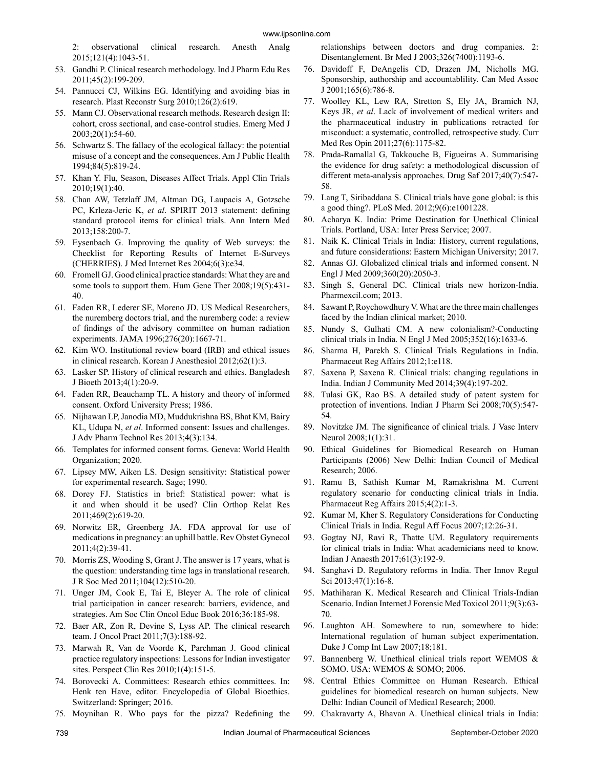2: observational clinical research. Anesth Analg 2015;121(4):1043-51.

53. Gandhi P. Clinical research methodology. Ind J Pharm Edu Res 2011;45(2):199-209.
54. Pannucci CJ, Wilkins EG. Identifying and avoiding bias in research. Plast Reconstr Surg 2010;126(2):619.
55. Mann CJ. Observational research methods. Research design II: cohort, cross sectional, and case-control studies. Emerg Med J 2003;20(1):54-60.
56. Schwartz S. The fallacy of the ecological fallacy: the potential misuse of a concept and the consequences. Am J Public Health 1994;84(5):819-24.
57. Khan Y. Flu, Season, Diseases Affect Trials. Appl Clin Trials 2010;19(1):40.
58. Chan AW, Tetzlaff JM, Altman DG, Laupacis A, Gotzsche PC, Krleza-Jeric K, *et al*. SPIRIT 2013 statement: defining standard protocol items for clinical trials. Ann Intern Med 2013;158:200-7.
59. Eysenbach G. Improving the quality of Web surveys: the Checklist for Reporting Results of Internet E-Surveys (CHERRIES). J Med Internet Res 2004;6(3):e34.
60. Fromell GJ. Good clinical practice standards: What they are and some tools to support them. Hum Gene Ther 2008;19(5):431-40.
61. Faden RR, Lederer SE, Moreno JD. US Medical Researchers, the nuremberg doctors trial, and the nuremberg code: a review of findings of the advisory committee on human radiation experiments. JAMA 1996;276(20):1667-71.
62. Kim WO. Institutional review board (IRB) and ethical issues in clinical research. Korean J Anesthesiol 2012;62(1):3.
63. Lasker SP. History of clinical research and ethics. Bangladesh J Bioeth 2013;4(1):20-9.
64. Faden RR, Beauchamp TL. A history and theory of informed consent. Oxford University Press; 1986.
65. Nijhawan LP, Janodia MD, Muddukrishna BS, Bhat KM, Bairy KL, Udupa N, *et al*. Informed consent: Issues and challenges. J Adv Pharm Technol Res 2013;4(3):134.
66. Templates for informed consent forms. Geneva: World Health Organization; 2020.
67. Lipsey MW, Aiken LS. Design sensitivity: Statistical power for experimental research. Sage; 1990.
68. Dorey FJ. Statistics in brief: Statistical power: what is it and when should it be used? Clin Orthop Relat Res 2011;469(2):619-20.
69. Norwitz ER, Greenberg JA. FDA approval for use of medications in pregnancy: an uphill battle. Rev Obstet Gynecol 2011;4(2):39-41.
70. Morris ZS, Wooding S, Grant J. The answer is 17 years, what is the question: understanding time lags in translational research. J R Soc Med 2011;104(12):510-20.
71. Unger JM, Cook E, Tai E, Bleyer A. The role of clinical trial participation in cancer research: barriers, evidence, and strategies. Am Soc Clin Oncol Educ Book 2016;36:185-98.
72. Baer AR, Zon R, Devine S, Lyss AP. The clinical research team. J Oncol Pract 2011;7(3):188-92.
73. Marwah R, Van de Voorde K, Parchman J. Good clinical practice regulatory inspections: Lessons for Indian investigator sites. Perspect Clin Res 2010;1(4):151-5.
74. Borovecki A. Committees: Research ethics committees. In: Henk ten Have, editor. Encyclopedia of Global Bioethics. Switzerland: Springer; 2016.
75. Moynihan R. Who pays for the pizza? Redefining the relationships between doctors and drug companies. 2: Disentanglement. Br Med J 2003;326(7400):1193-6.
76. Davidoff F, DeAngelis CD, Drazen JM, Nicholls MG. Sponsorship, authorship and accountablility. Can Med Assoc J 2001;165(6):786-8.
77. Woolley KL, Lew RA, Stretton S, Ely JA, Bramich NJ, Keys JR, *et al*. Lack of involvement of medical writers and the pharmaceutical industry in publications retracted for misconduct: a systematic, controlled, retrospective study. Curr Med Res Opin 2011;27(6):1175-82.
78. Prada-Ramallal G, Takkouche B, Figueiras A. Summarising the evidence for drug safety: a methodological discussion of different meta-analysis approaches. Drug Saf 2017;40(7):547-58.
79. Lang T, Siribaddana S. Clinical trials have gone global: is this a good thing?. PLoS Med. 2012;9(6):e1001228.
80. Acharya K. India: Prime Destination for Unethical Clinical Trials. Portland, USA: Inter Press Service; 2007.
81. Naik K. Clinical Trials in India: History, current regulations, and future considerations: Eastern Michigan University; 2017.
82. Annas GJ. Globalized clinical trials and informed consent. N Engl J Med 2009;360(20):2050-3.
83. Singh S, General DC. Clinical trials new horizon-India. Pharmexcil.com; 2013.
84. Sawant P, Roychowdhury V. What are the three main challenges faced by the Indian clinical market; 2010.
85. Nundy S, Gulhati CM. A new colonialism?-Conducting clinical trials in India. N Engl J Med 2005;352(16):1633-6.
86. Sharma H, Parekh S. Clinical Trials Regulations in India. Pharmaceut Reg Affairs 2012;1:e118.
87. Saxena P, Saxena R. Clinical trials: changing regulations in India. Indian J Community Med 2014;39(4):197-202.
88. Tulasi GK, Rao BS. A detailed study of patent system for protection of inventions. Indian J Pharm Sci 2008;70(5):547-54.
89. Novitzke JM. The significance of clinical trials. J Vasc Interv Neurol 2008;1(1):31.
90. Ethical Guidelines for Biomedical Research on Human Participants (2006) New Delhi: Indian Council of Medical Research; 2006.
91. Ramu B, Sathish Kumar M, Ramakrishna M. Current regulatory scenario for conducting clinical trials in India. Pharmaceut Reg Affairs 2015;4(2):1-3.
92. Kumar M, Kher S. Regulatory Considerations for Conducting Clinical Trials in India. Regul Aff Focus 2007;12:26-31.
93. Gogtay NJ, Ravi R, Thatte UM. Regulatory requirements for clinical trials in India: What academicians need to know. Indian J Anaesth 2017;61(3):192-9.
94. Sanghavi D. Regulatory reforms in India. Ther Innov Regul Sci 2013;47(1):16-8.
95. Mathiharan K. Medical Research and Clinical Trials-Indian Scenario. Indian Internet J Forensic Med Toxicol 2011;9(3):63-70.
96. Laughton AH. Somewhere to run, somewhere to hide: International regulation of human subject experimentation. Duke J Comp Int Law 2007;18;181.
97. Bannenberg W. Unethical clinical trials report WEMOS & SOMO. USA: WEMOS & SOMO; 2006.
98. Central Ethics Committee on Human Research. Ethical guidelines for biomedical research on human subjects. New Delhi: Indian Council of Medical Research; 2000.
99. Chakravarty A, Bhavan A. Unethical clinical trials in India: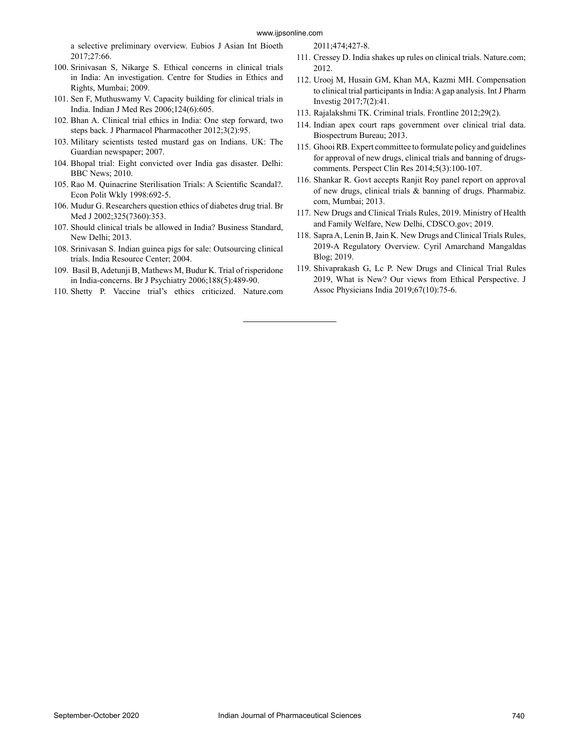a selective preliminary overview. Eubios J Asian Int Bioeth 2017;27:66.

100. Srinivasan S, Nikarge S. Ethical concerns in clinical trials in India: An investigation. Centre for Studies in Ethics and Rights, Mumbai; 2009.
101. Sen F, Muthuswamy V. Capacity building for clinical trials in India. Indian J Med Res 2006;124(6):605.
102. Bhan A. Clinical trial ethics in India: One step forward, two steps back. J Pharmacol Pharmacother 2012;3(2):95.
103. Military scientists tested mustard gas on Indians. UK: The Guardian newspaper; 2007.
104. Bhopal trial: Eight convicted over India gas disaster. Delhi: BBC News; 2010.
105. Rao M. Quinacrine Sterilisation Trials: A Scientific Scandal?. Econ Polit Wkly 1998:692-5.
106. Mudur G. Researchers question ethics of diabetes drug trial. Br Med J 2002;325(7360):353.
107. Should clinical trials be allowed in India? Business Standard, New Delhi; 2013.
108. Srinivasan S. Indian guinea pigs for sale: Outsourcing clinical trials. India Resource Center; 2004.
109. Basil B, Adetunji B, Mathews M, Budur K. Trial of risperidone in India-concerns. Br J Psychiatry 2006;188(5):489-90.
110. Shetty P. Vaccine trial's ethics criticized. Nature.com 2011;474;427-8.
111. Cressey D. India shakes up rules on clinical trials. Nature.com; 2012.
112. Urooj M, Husain GM, Khan MA, Kazmi MH. Compensation to clinical trial participants in India: A gap analysis. Int J Pharm Investig 2017;7(2):41.
113. Rajalakshmi TK. Criminal trials. Frontline 2012;29(2).
114. Indian apex court raps government over clinical trial data. Biospectrum Bureau; 2013.
115. Ghooi RB. Expert committee to formulate policy and guidelines for approval of new drugs, clinical trials and banning of drugs-comments. Perspect Clin Res 2014;5(3):100-107.
116. Shankar R. Govt accepts Ranjit Roy panel report on approval of new drugs, clinical trials & banning of drugs. Pharmabiz.com, Mumbai; 2013.
117. New Drugs and Clinical Trials Rules, 2019. Ministry of Health and Family Welfare, New Delhi, CDSCO.gov; 2019.
118. Sapra A, Lenin B, Jain K. New Drugs and Clinical Trials Rules, 2019-A Regulatory Overview. Cyril Amarchand Mangaldas Blog; 2019.
119. Shivaprakash G, Lc P. New Drugs and Clinical Trial Rules 2019, What is New? Our views from Ethical Perspective. J Assoc Physicians India 2019;67(10):75-6.